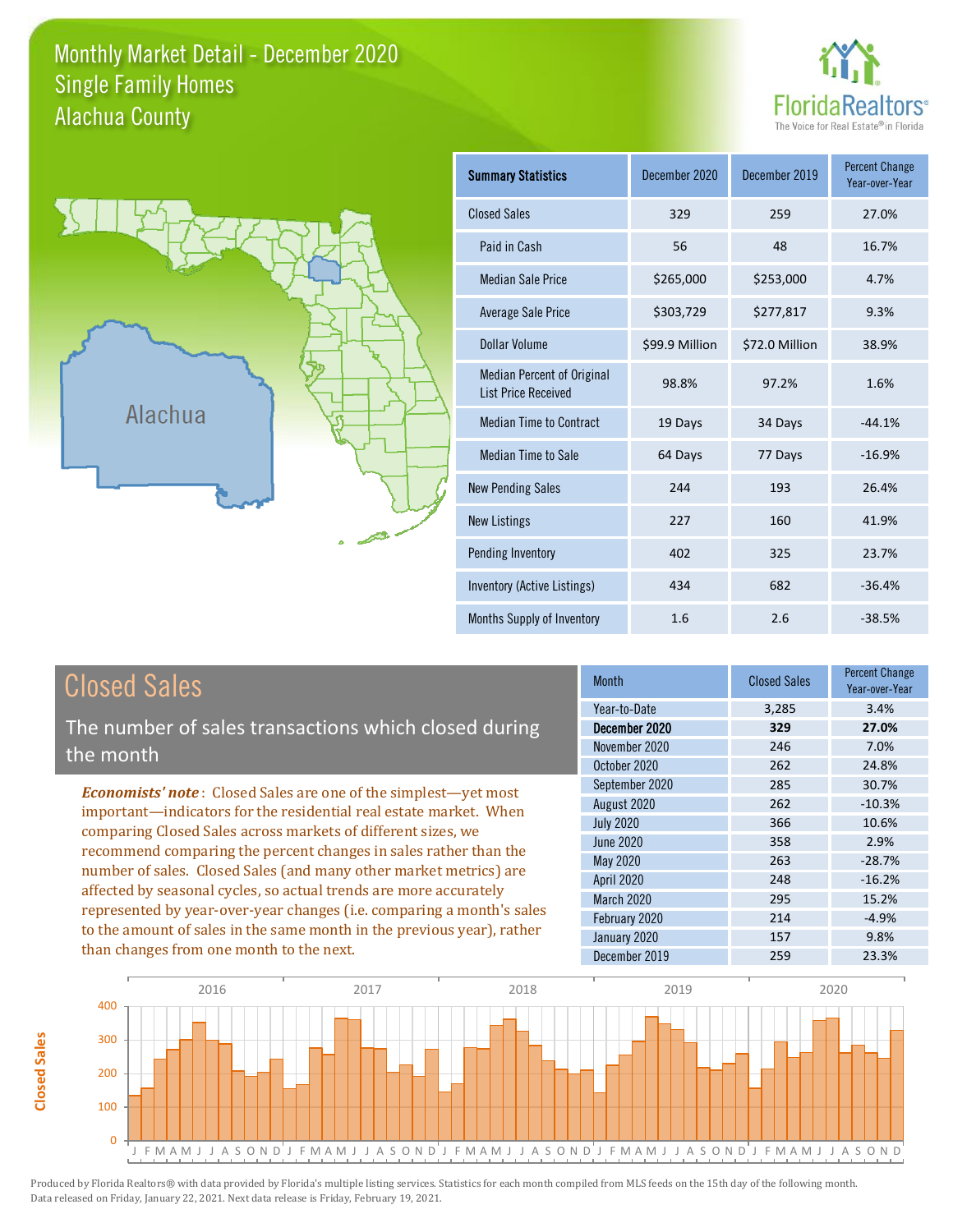# Monthly Market Detail - December 2020
## Single Family Homes
## Alachua County

FloridaRealtors®
The Voice for Real Estate® in Florida

Alachua

| Summary Statistics | December 2020 | December 2019 | Percent Change Year-over-Year |
|---|---|---|---|
| Closed Sales | 329 | 259 | 27.0% |
| Paid in Cash | 56 | 48 | 16.7% |
| Median Sale Price | $265,000 | $253,000 | 4.7% |
| Average Sale Price | $303,729 | $277,817 | 9.3% |
| Dollar Volume | $99.9 Million | $72.0 Million | 38.9% |
| Median Percent of Original List Price Received | 98.8% | 97.2% | 1.6% |
| Median Time to Contract | 19 Days | 34 Days | -44.1% |
| Median Time to Sale | 64 Days | 77 Days | -16.9% |
| New Pending Sales | 244 | 193 | 26.4% |
| New Listings | 227 | 160 | 41.9% |
| Pending Inventory | 402 | 325 | 23.7% |
| Inventory (Active Listings) | 434 | 682 | -36.4% |
| Months Supply of Inventory | 1.6 | 2.6 | -38.5% |

## Closed Sales

The number of sales transactions which closed during the month

***Economists' note***: Closed Sales are one of the simplest—yet most important—indicators for the residential real estate market. When comparing Closed Sales across markets of different sizes, we recommend comparing the percent changes in sales rather than the number of sales. Closed Sales (and many other market metrics) are affected by seasonal cycles, so actual trends are more accurately represented by year-over-year changes (i.e. comparing a month's sales to the amount of sales in the same month in the previous year), rather than changes from one month to the next.

| Month | Closed Sales | Percent Change Year-over-Year |
|---|---|---|
| Year-to-Date | 3,285 | 3.4% |
| **December 2020** | **329** | **27.0%** |
| November 2020 | 246 | 7.0% |
| October 2020 | 262 | 24.8% |
| September 2020 | 285 | 30.7% |
| August 2020 | 262 | -10.3% |
| July 2020 | 366 | 10.6% |
| June 2020 | 358 | 2.9% |
| May 2020 | 263 | -28.7% |
| April 2020 | 248 | -16.2% |
| March 2020 | 295 | 15.2% |
| February 2020 | 214 | -4.9% |
| January 2020 | 157 | 9.8% |
| December 2019 | 259 | 23.3% |

Produced by Florida Realtors® with data provided by Florida's multiple listing services. Statistics for each month compiled from MLS feeds on the 15th day of the following month. Data released on Friday, January 22, 2021. Next data release is Friday, February 19, 2021.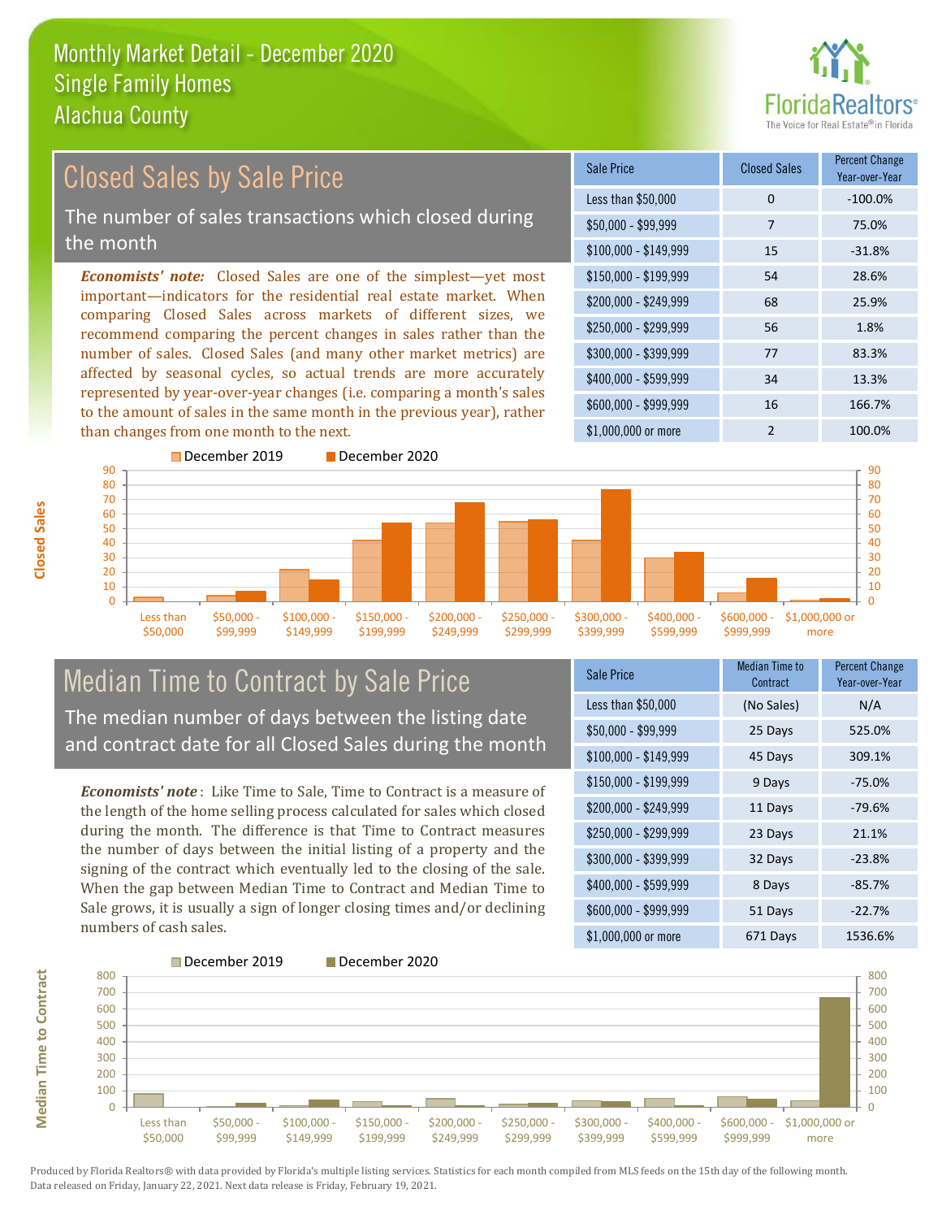# Monthly Market Detail - December 2020
## Single Family Homes
## Alachua County

## Closed Sales by Sale Price

The number of sales transactions which closed during the month

***Economists' note:*** Closed Sales are one of the simplest—yet most important—indicators for the residential real estate market. When comparing Closed Sales across markets of different sizes, we recommend comparing the percent changes in sales rather than the number of sales. Closed Sales (and many other market metrics) are affected by seasonal cycles, so actual trends are more accurately represented by year-over-year changes (i.e. comparing a month's sales to the amount of sales in the same month in the previous year), rather than changes from one month to the next.

| Sale Price | Closed Sales | Percent Change Year-over-Year |
|---|---|---|
| Less than $50,000 | 0 | -100.0% |
| $50,000 - $99,999 | 7 | 75.0% |
| $100,000 - $149,999 | 15 | -31.8% |
| $150,000 - $199,999 | 54 | 28.6% |
| $200,000 - $249,999 | 68 | 25.9% |
| $250,000 - $299,999 | 56 | 1.8% |
| $300,000 - $399,999 | 77 | 83.3% |
| $400,000 - $599,999 | 34 | 13.3% |
| $600,000 - $999,999 | 16 | 166.7% |
| $1,000,000 or more | 2 | 100.0% |

## Median Time to Contract by Sale Price

The median number of days between the listing date and contract date for all Closed Sales during the month

***Economists' note***: Like Time to Sale, Time to Contract is a measure of the length of the home selling process calculated for sales which closed during the month. The difference is that Time to Contract measures the number of days between the initial listing of a property and the signing of the contract which eventually led to the closing of the sale. When the gap between Median Time to Contract and Median Time to Sale grows, it is usually a sign of longer closing times and/or declining numbers of cash sales.

| Sale Price | Median Time to Contract | Percent Change Year-over-Year |
|---|---|---|
| Less than $50,000 | (No Sales) | N/A |
| $50,000 - $99,999 | 25 Days | 525.0% |
| $100,000 - $149,999 | 45 Days | 309.1% |
| $150,000 - $199,999 | 9 Days | -75.0% |
| $200,000 - $249,999 | 11 Days | -79.6% |
| $250,000 - $299,999 | 23 Days | 21.1% |
| $300,000 - $399,999 | 32 Days | -23.8% |
| $400,000 - $599,999 | 8 Days | -85.7% |
| $600,000 - $999,999 | 51 Days | -22.7% |
| $1,000,000 or more | 671 Days | 1536.6% |

Produced by Florida Realtors® with data provided by Florida's multiple listing services. Statistics for each month compiled from MLS feeds on the 15th day of the following month. Data released on Friday, January 22, 2021. Next data release is Friday, February 19, 2021.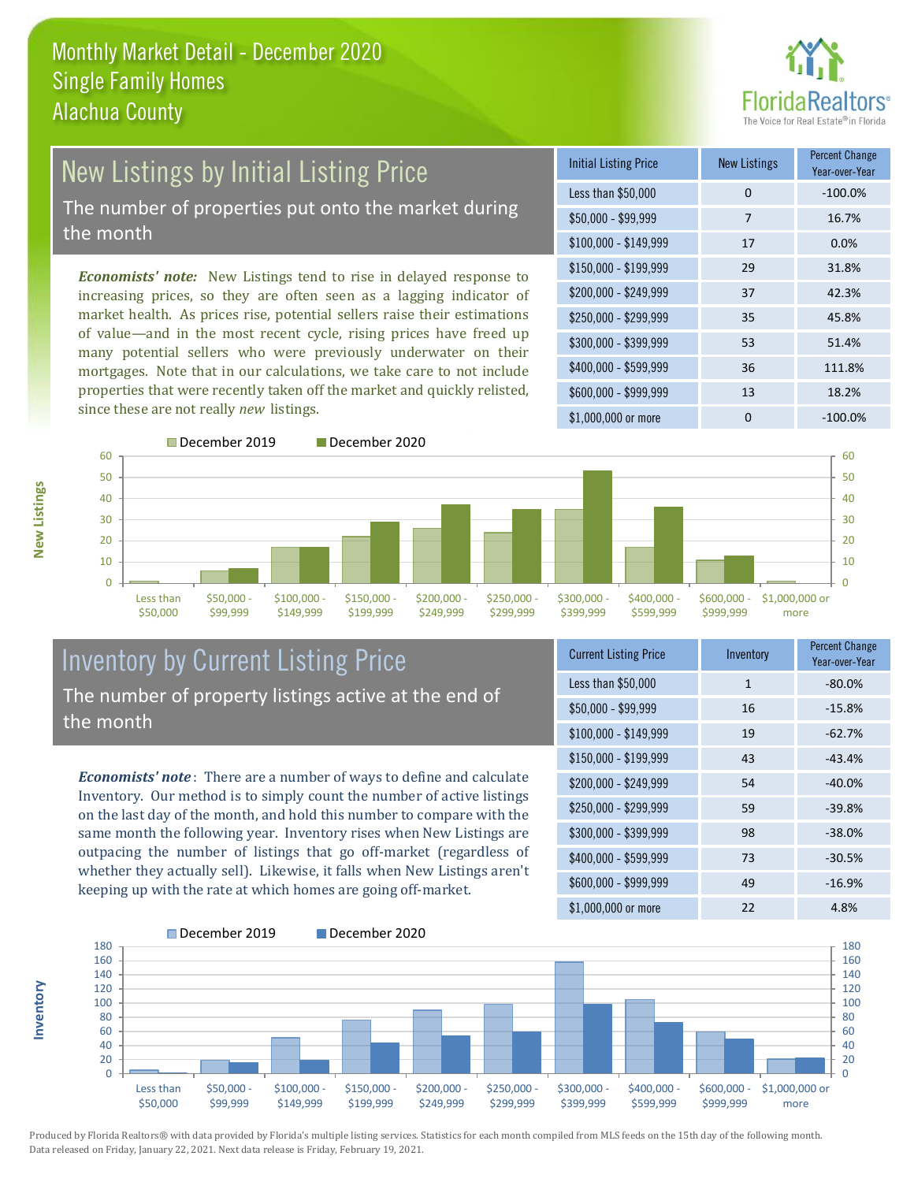Monthly Market Detail - December 2020
Single Family Homes
Alachua County

## New Listings by Initial Listing Price

The number of properties put onto the market during the month

*Economists' note:* New Listings tend to rise in delayed response to increasing prices, so they are often seen as a lagging indicator of market health. As prices rise, potential sellers raise their estimations of value—and in the most recent cycle, rising prices have freed up many potential sellers who were previously underwater on their mortgages. Note that in our calculations, we take care to not include properties that were recently taken off the market and quickly relisted, since these are not really *new* listings.

| Initial Listing Price | New Listings | Percent Change Year-over-Year |
|---|---|---|
| Less than $50,000 | 0 | -100.0% |
| $50,000 - $99,999 | 7 | 16.7% |
| $100,000 - $149,999 | 17 | 0.0% |
| $150,000 - $199,999 | 29 | 31.8% |
| $200,000 - $249,999 | 37 | 42.3% |
| $250,000 - $299,999 | 35 | 45.8% |
| $300,000 - $399,999 | 53 | 51.4% |
| $400,000 - $599,999 | 36 | 111.8% |
| $600,000 - $999,999 | 13 | 18.2% |
| $1,000,000 or more | 0 | -100.0% |

## Inventory by Current Listing Price

The number of property listings active at the end of the month

*Economists' note*: There are a number of ways to define and calculate Inventory. Our method is to simply count the number of active listings on the last day of the month, and hold this number to compare with the same month the following year. Inventory rises when New Listings are outpacing the number of listings that go off-market (regardless of whether they actually sell). Likewise, it falls when New Listings aren't keeping up with the rate at which homes are going off-market.

| Current Listing Price | Inventory | Percent Change Year-over-Year |
|---|---|---|
| Less than $50,000 | 1 | -80.0% |
| $50,000 - $99,999 | 16 | -15.8% |
| $100,000 - $149,999 | 19 | -62.7% |
| $150,000 - $199,999 | 43 | -43.4% |
| $200,000 - $249,999 | 54 | -40.0% |
| $250,000 - $299,999 | 59 | -39.8% |
| $300,000 - $399,999 | 98 | -38.0% |
| $400,000 - $599,999 | 73 | -30.5% |
| $600,000 - $999,999 | 49 | -16.9% |
| $1,000,000 or more | 22 | 4.8% |

Produced by Florida Realtors® with data provided by Florida's multiple listing services. Statistics for each month compiled from MLS feeds on the 15th day of the following month. Data released on Friday, January 22, 2021. Next data release is Friday, February 19, 2021.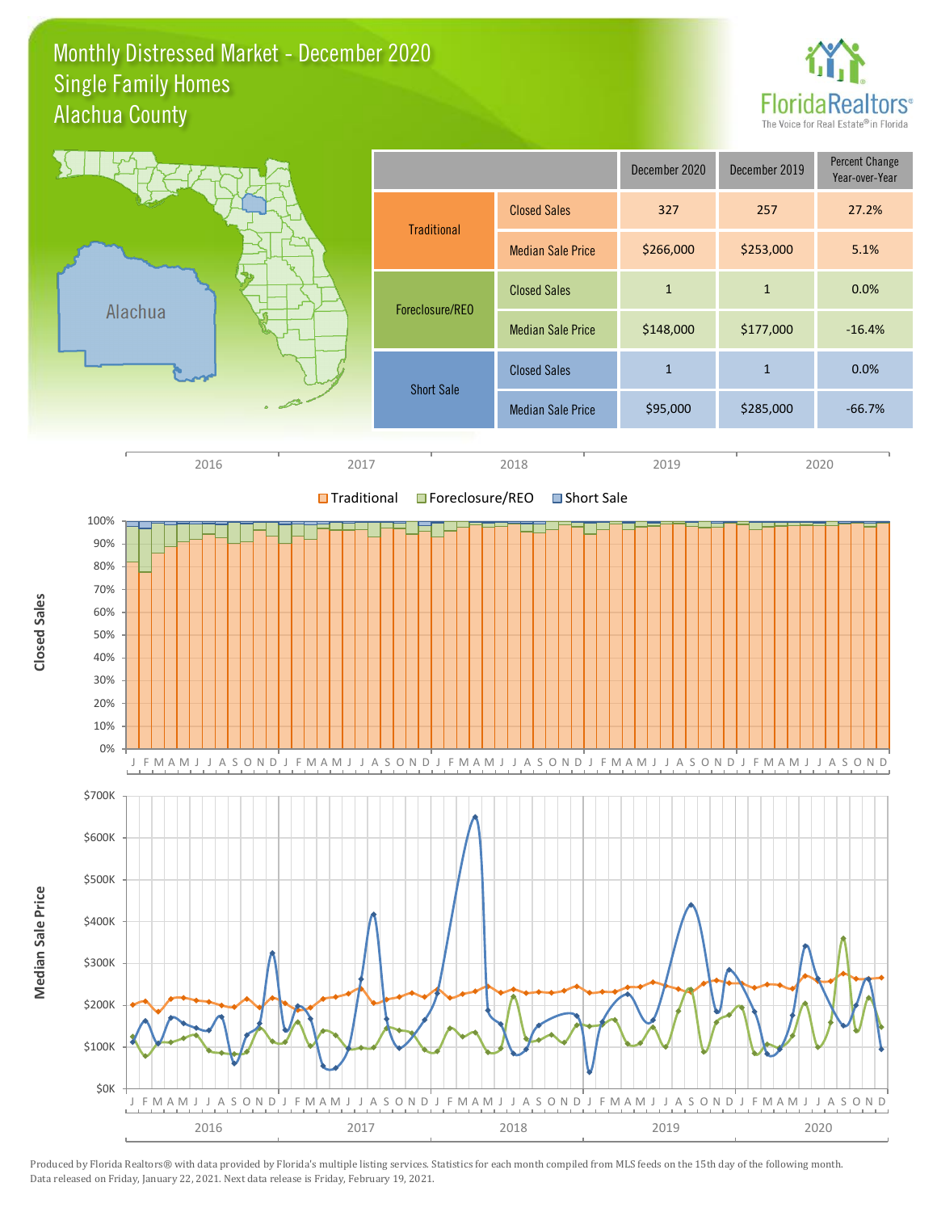# Monthly Distressed Market - December 2020
## Single Family Homes
## Alachua County

| | | December 2020 | December 2019 | Percent Change Year-over-Year |
|---|---|---|---|---|
| Traditional | Closed Sales | 327 | 257 | 27.2% |
| | Median Sale Price | $266,000 | $253,000 | 5.1% |
| Foreclosure/REO | Closed Sales | 1 | 1 | 0.0% |
| | Median Sale Price | $148,000 | $177,000 | -16.4% |
| Short Sale | Closed Sales | 1 | 1 | 0.0% |
| | Median Sale Price | $95,000 | $285,000 | -66.7% |

Produced by Florida Realtors® with data provided by Florida's multiple listing services. Statistics for each month compiled from MLS feeds on the 15th day of the following month. Data released on Friday, January 22, 2021. Next data release is Friday, February 19, 2021.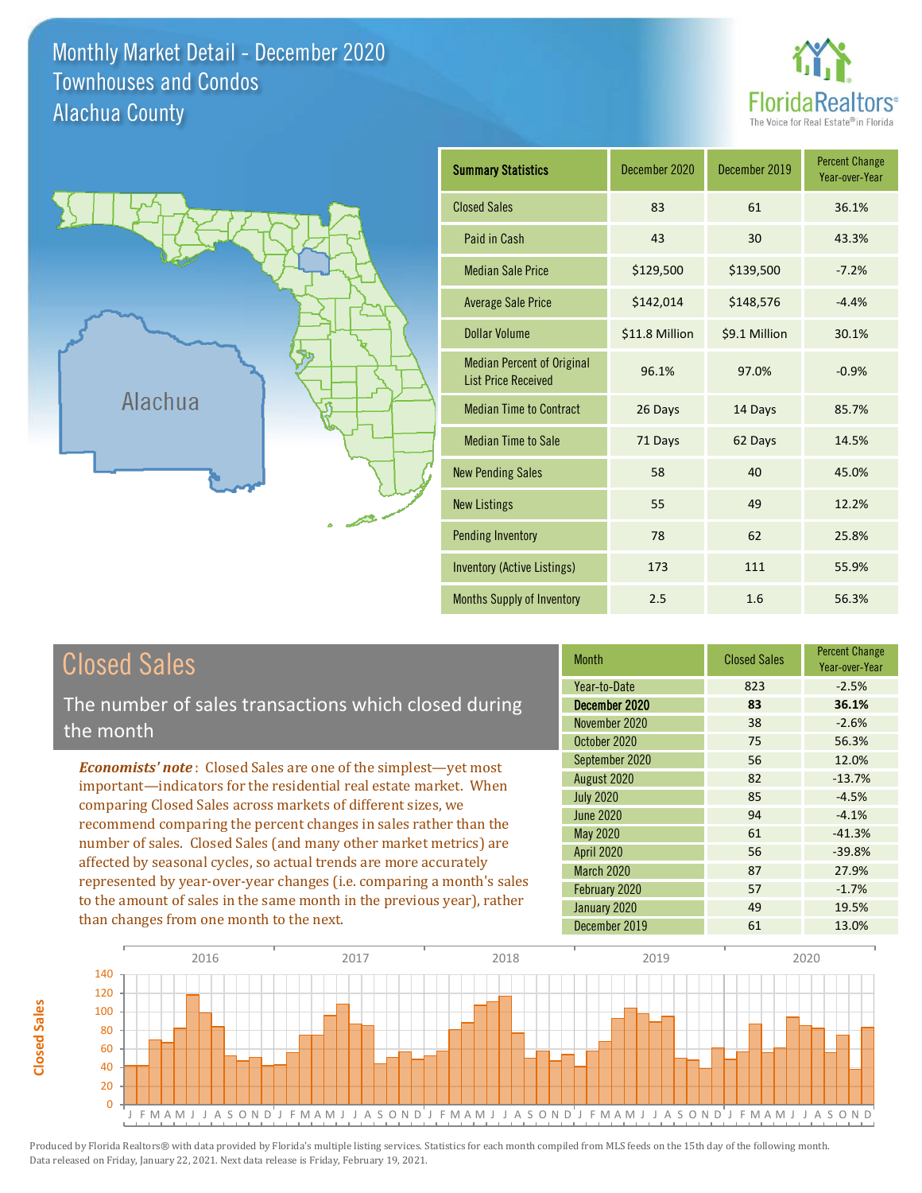# Monthly Market Detail - December 2020
## Townhouses and Condos
## Alachua County

Alachua

| Summary Statistics | December 2020 | December 2019 | Percent Change Year-over-Year |
|---|---|---|---|
| Closed Sales | 83 | 61 | 36.1% |
| Paid in Cash | 43 | 30 | 43.3% |
| Median Sale Price | $129,500 | $139,500 | -7.2% |
| Average Sale Price | $142,014 | $148,576 | -4.4% |
| Dollar Volume | $11.8 Million | $9.1 Million | 30.1% |
| Median Percent of Original List Price Received | 96.1% | 97.0% | -0.9% |
| Median Time to Contract | 26 Days | 14 Days | 85.7% |
| Median Time to Sale | 71 Days | 62 Days | 14.5% |
| New Pending Sales | 58 | 40 | 45.0% |
| New Listings | 55 | 49 | 12.2% |
| Pending Inventory | 78 | 62 | 25.8% |
| Inventory (Active Listings) | 173 | 111 | 55.9% |
| Months Supply of Inventory | 2.5 | 1.6 | 56.3% |

## Closed Sales

The number of sales transactions which closed during the month

*Economists' note*: Closed Sales are one of the simplest—yet most important—indicators for the residential real estate market. When comparing Closed Sales across markets of different sizes, we recommend comparing the percent changes in sales rather than the number of sales. Closed Sales (and many other market metrics) are affected by seasonal cycles, so actual trends are more accurately represented by year-over-year changes (i.e. comparing a month's sales to the amount of sales in the same month in the previous year), rather than changes from one month to the next.

| Month | Closed Sales | Percent Change Year-over-Year |
|---|---|---|
| Year-to-Date | 823 | -2.5% |
| **December 2020** | **83** | **36.1%** |
| November 2020 | 38 | -2.6% |
| October 2020 | 75 | 56.3% |
| September 2020 | 56 | 12.0% |
| August 2020 | 82 | -13.7% |
| July 2020 | 85 | -4.5% |
| June 2020 | 94 | -4.1% |
| May 2020 | 61 | -41.3% |
| April 2020 | 56 | -39.8% |
| March 2020 | 87 | 27.9% |
| February 2020 | 57 | -1.7% |
| January 2020 | 49 | 19.5% |
| December 2019 | 61 | 13.0% |

Produced by Florida Realtors® with data provided by Florida's multiple listing services. Statistics for each month compiled from MLS feeds on the 15th day of the following month. Data released on Friday, January 22, 2021. Next data release is Friday, February 19, 2021.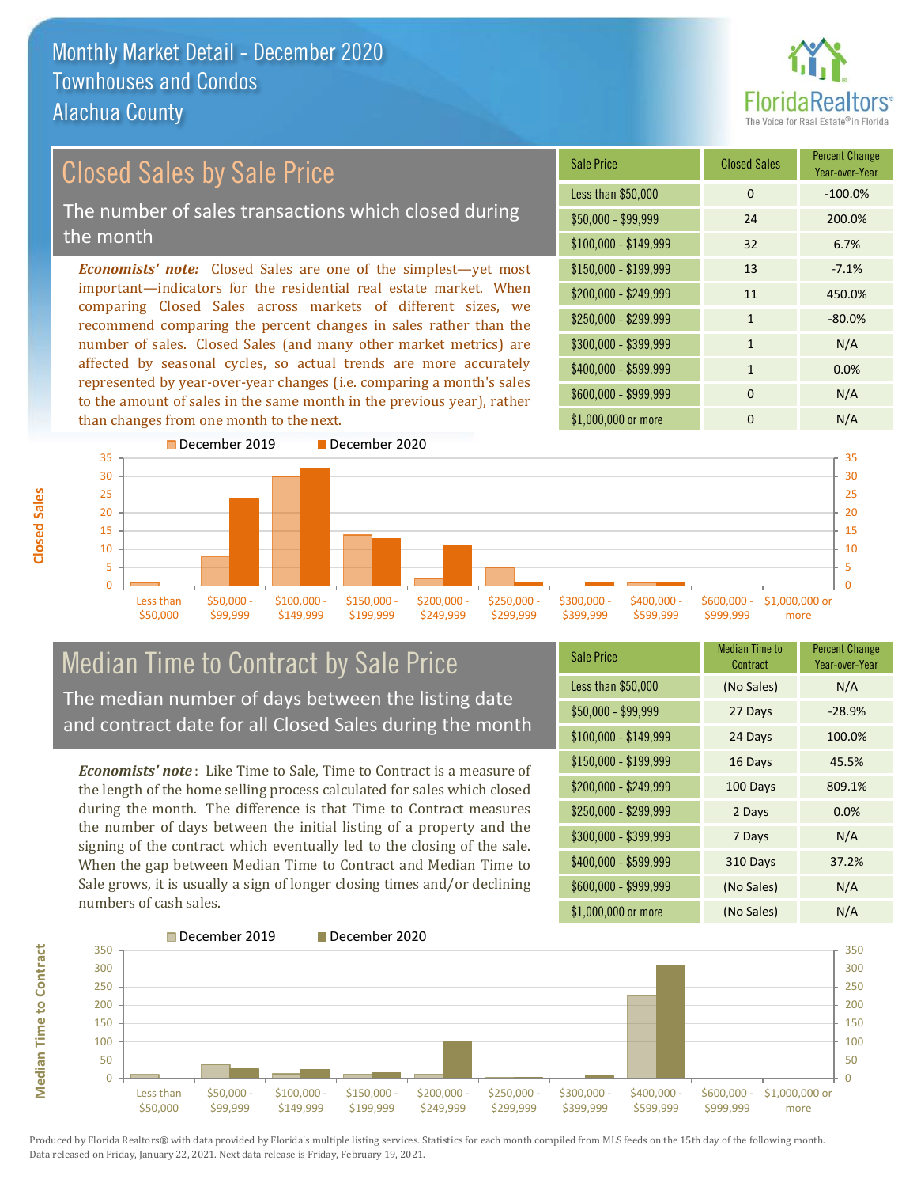# Monthly Market Detail - December 2020
## Townhouses and Condos
## Alachua County

## Closed Sales by Sale Price

The number of sales transactions which closed during the month

***Economists' note:*** Closed Sales are one of the simplest—yet most important—indicators for the residential real estate market. When comparing Closed Sales across markets of different sizes, we recommend comparing the percent changes in sales rather than the number of sales. Closed Sales (and many other market metrics) are affected by seasonal cycles, so actual trends are more accurately represented by year-over-year changes (i.e. comparing a month's sales to the amount of sales in the same month in the previous year), rather than changes from one month to the next.

| Sale Price | Closed Sales | Percent Change Year-over-Year |
|---|---|---|
| Less than $50,000 | 0 | -100.0% |
| $50,000 - $99,999 | 24 | 200.0% |
| $100,000 - $149,999 | 32 | 6.7% |
| $150,000 - $199,999 | 13 | -7.1% |
| $200,000 - $249,999 | 11 | 450.0% |
| $250,000 - $299,999 | 1 | -80.0% |
| $300,000 - $399,999 | 1 | N/A |
| $400,000 - $599,999 | 1 | 0.0% |
| $600,000 - $999,999 | 0 | N/A |
| $1,000,000 or more | 0 | N/A |

## Median Time to Contract by Sale Price

The median number of days between the listing date and contract date for all Closed Sales during the month

***Economists' note*** : Like Time to Sale, Time to Contract is a measure of the length of the home selling process calculated for sales which closed during the month. The difference is that Time to Contract measures the number of days between the initial listing of a property and the signing of the contract which eventually led to the closing of the sale. When the gap between Median Time to Contract and Median Time to Sale grows, it is usually a sign of longer closing times and/or declining numbers of cash sales.

| Sale Price | Median Time to Contract | Percent Change Year-over-Year |
|---|---|---|
| Less than $50,000 | (No Sales) | N/A |
| $50,000 - $99,999 | 27 Days | -28.9% |
| $100,000 - $149,999 | 24 Days | 100.0% |
| $150,000 - $199,999 | 16 Days | 45.5% |
| $200,000 - $249,999 | 100 Days | 809.1% |
| $250,000 - $299,999 | 2 Days | 0.0% |
| $300,000 - $399,999 | 7 Days | N/A |
| $400,000 - $599,999 | 310 Days | 37.2% |
| $600,000 - $999,999 | (No Sales) | N/A |
| $1,000,000 or more | (No Sales) | N/A |

Produced by Florida Realtors® with data provided by Florida's multiple listing services. Statistics for each month compiled from MLS feeds on the 15th day of the following month. Data released on Friday, January 22, 2021. Next data release is Friday, February 19, 2021.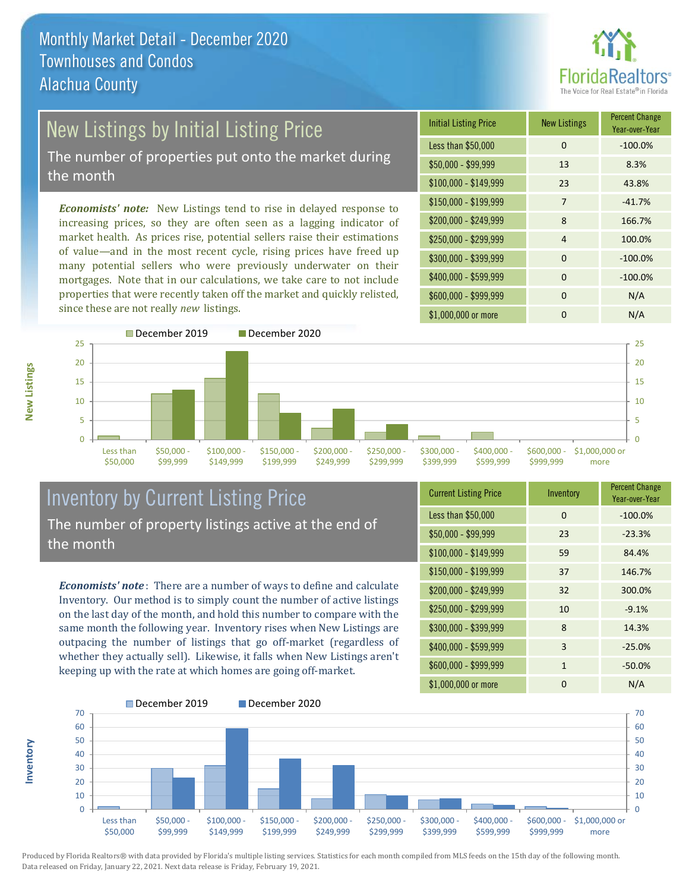# Monthly Market Detail - December 2020
## Townhouses and Condos
## Alachua County

## New Listings by Initial Listing Price

The number of properties put onto the market during the month

*Economists' note:* New Listings tend to rise in delayed response to increasing prices, so they are often seen as a lagging indicator of market health. As prices rise, potential sellers raise their estimations of value—and in the most recent cycle, rising prices have freed up many potential sellers who were previously underwater on their mortgages. Note that in our calculations, we take care to not include properties that were recently taken off the market and quickly relisted, since these are not really *new* listings.

| Initial Listing Price | New Listings | Percent Change Year-over-Year |
|---|---|---|
| Less than $50,000 | 0 | -100.0% |
| $50,000 - $99,999 | 13 | 8.3% |
| $100,000 - $149,999 | 23 | 43.8% |
| $150,000 - $199,999 | 7 | -41.7% |
| $200,000 - $249,999 | 8 | 166.7% |
| $250,000 - $299,999 | 4 | 100.0% |
| $300,000 - $399,999 | 0 | -100.0% |
| $400,000 - $599,999 | 0 | -100.0% |
| $600,000 - $999,999 | 0 | N/A |
| $1,000,000 or more | 0 | N/A |

## Inventory by Current Listing Price

The number of property listings active at the end of the month

*Economists' note*: There are a number of ways to define and calculate Inventory. Our method is to simply count the number of active listings on the last day of the month, and hold this number to compare with the same month the following year. Inventory rises when New Listings are outpacing the number of listings that go off-market (regardless of whether they actually sell). Likewise, it falls when New Listings aren't keeping up with the rate at which homes are going off-market.

| Current Listing Price | Inventory | Percent Change Year-over-Year |
|---|---|---|
| Less than $50,000 | 0 | -100.0% |
| $50,000 - $99,999 | 23 | -23.3% |
| $100,000 - $149,999 | 59 | 84.4% |
| $150,000 - $199,999 | 37 | 146.7% |
| $200,000 - $249,999 | 32 | 300.0% |
| $250,000 - $299,999 | 10 | -9.1% |
| $300,000 - $399,999 | 8 | 14.3% |
| $400,000 - $599,999 | 3 | -25.0% |
| $600,000 - $999,999 | 1 | -50.0% |
| $1,000,000 or more | 0 | N/A |

Produced by Florida Realtors® with data provided by Florida's multiple listing services. Statistics for each month compiled from MLS feeds on the 15th day of the following month. Data released on Friday, January 22, 2021. Next data release is Friday, February 19, 2021.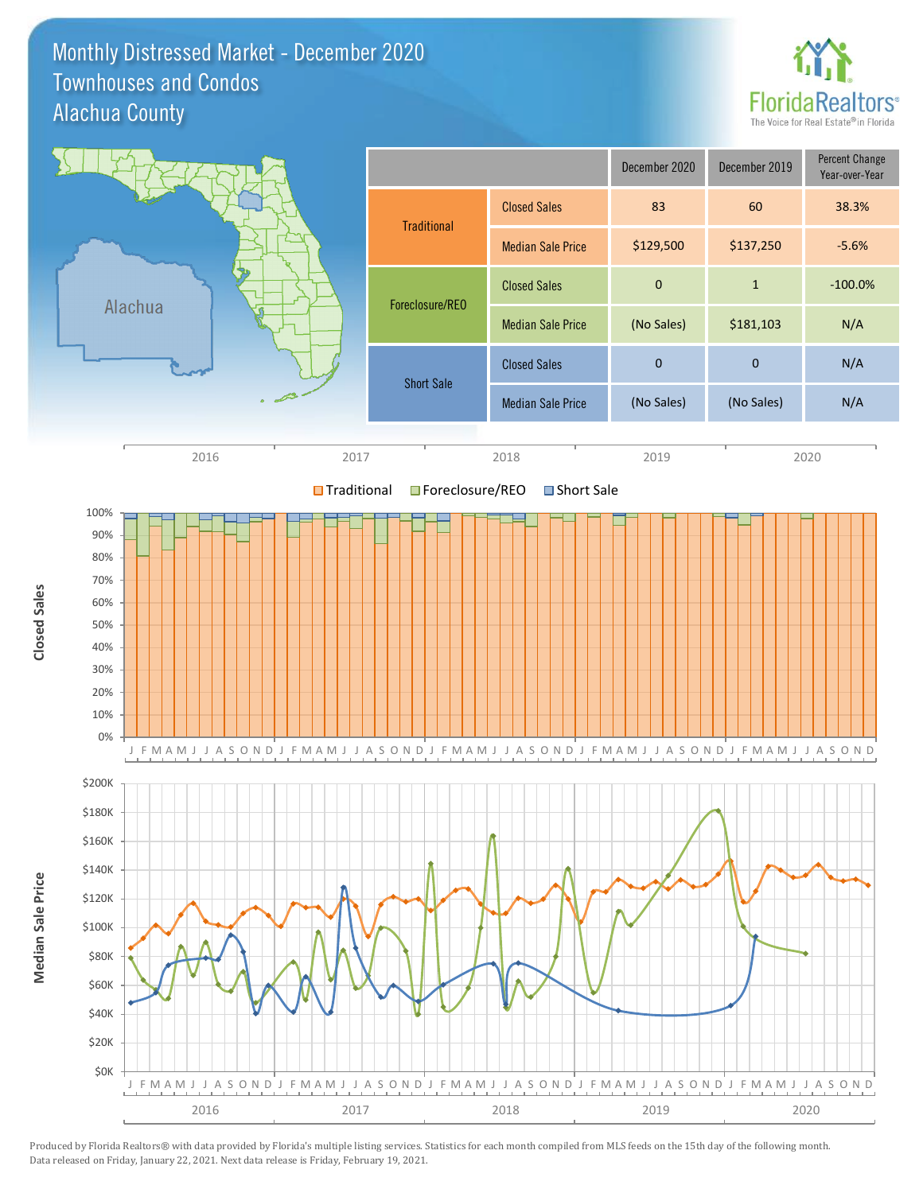# Monthly Distressed Market - December 2020
## Townhouses and Condos
## Alachua County

| | | December 2020 | December 2019 | Percent Change Year-over-Year |
|---|---|---|---|---|
| Traditional | Closed Sales | 83 | 60 | 38.3% |
| | Median Sale Price | $129,500 | $137,250 | -5.6% |
| Foreclosure/REO | Closed Sales | 0 | 1 | -100.0% |
| | Median Sale Price | (No Sales) | $181,103 | N/A |
| Short Sale | Closed Sales | 0 | 0 | N/A |
| | Median Sale Price | (No Sales) | (No Sales) | N/A |

Produced by Florida Realtors® with data provided by Florida's multiple listing services. Statistics for each month compiled from MLS feeds on the 15th day of the following month. Data released on Friday, January 22, 2021. Next data release is Friday, February 19, 2021.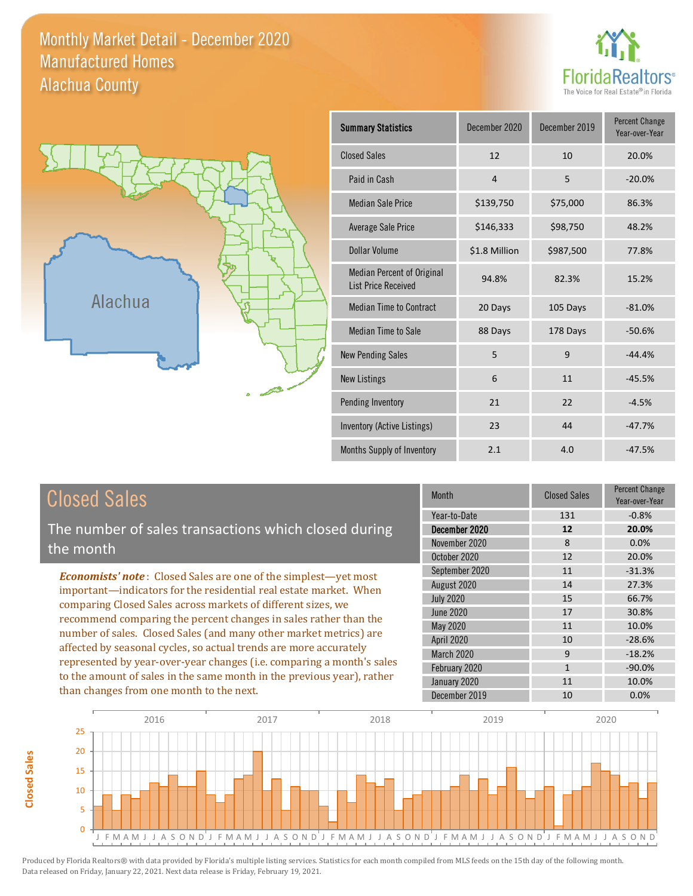# Monthly Market Detail - December 2020
## Manufactured Homes
## Alachua County

| Summary Statistics | December 2020 | December 2019 | Percent Change Year-over-Year |
|---|---|---|---|
| Closed Sales | 12 | 10 | 20.0% |
| Paid in Cash | 4 | 5 | -20.0% |
| Median Sale Price | $139,750 | $75,000 | 86.3% |
| Average Sale Price | $146,333 | $98,750 | 48.2% |
| Dollar Volume | $1.8 Million | $987,500 | 77.8% |
| Median Percent of Original List Price Received | 94.8% | 82.3% | 15.2% |
| Median Time to Contract | 20 Days | 105 Days | -81.0% |
| Median Time to Sale | 88 Days | 178 Days | -50.6% |
| New Pending Sales | 5 | 9 | -44.4% |
| New Listings | 6 | 11 | -45.5% |
| Pending Inventory | 21 | 22 | -4.5% |
| Inventory (Active Listings) | 23 | 44 | -47.7% |
| Months Supply of Inventory | 2.1 | 4.0 | -47.5% |

## Closed Sales

The number of sales transactions which closed during the month

*Economists' note*: Closed Sales are one of the simplest—yet most important—indicators for the residential real estate market. When comparing Closed Sales across markets of different sizes, we recommend comparing the percent changes in sales rather than the number of sales. Closed Sales (and many other market metrics) are affected by seasonal cycles, so actual trends are more accurately represented by year-over-year changes (i.e. comparing a month's sales to the amount of sales in the same month in the previous year), rather than changes from one month to the next.

| Month | Closed Sales | Percent Change Year-over-Year |
|---|---|---|
| Year-to-Date | 131 | -0.8% |
| **December 2020** | **12** | **20.0%** |
| November 2020 | 8 | 0.0% |
| October 2020 | 12 | 20.0% |
| September 2020 | 11 | -31.3% |
| August 2020 | 14 | 27.3% |
| July 2020 | 15 | 66.7% |
| June 2020 | 17 | 30.8% |
| May 2020 | 11 | 10.0% |
| April 2020 | 10 | -28.6% |
| March 2020 | 9 | -18.2% |
| February 2020 | 1 | -90.0% |
| January 2020 | 11 | 10.0% |
| December 2019 | 10 | 0.0% |

Produced by Florida Realtors® with data provided by Florida's multiple listing services. Statistics for each month compiled from MLS feeds on the 15th day of the following month. Data released on Friday, January 22, 2021. Next data release is Friday, February 19, 2021.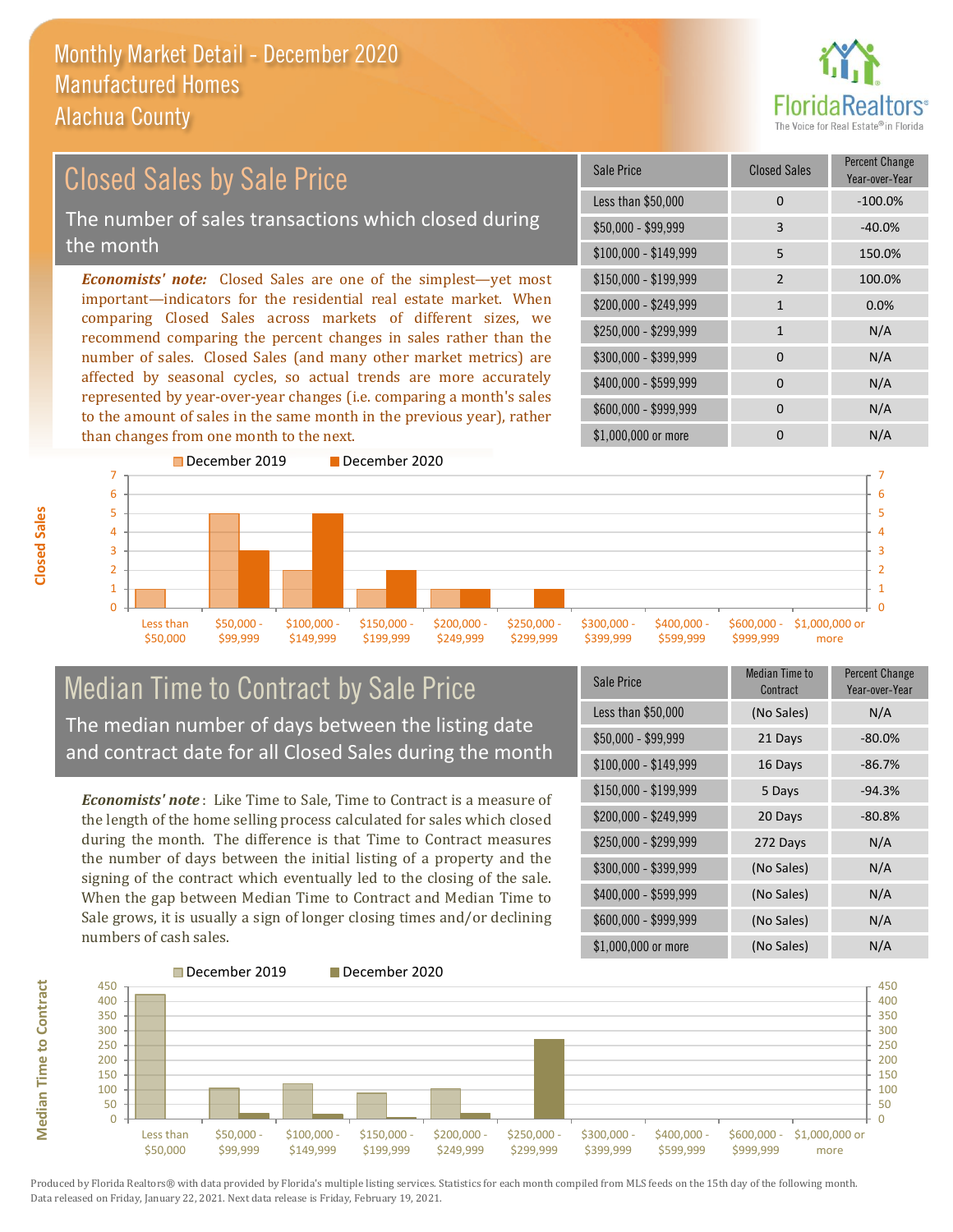# Monthly Market Detail - December 2020
## Manufactured Homes
## Alachua County

## Closed Sales by Sale Price

The number of sales transactions which closed during the month

*Economists' note:* Closed Sales are one of the simplest—yet most important—indicators for the residential real estate market. When comparing Closed Sales across markets of different sizes, we recommend comparing the percent changes in sales rather than the number of sales. Closed Sales (and many other market metrics) are affected by seasonal cycles, so actual trends are more accurately represented by year-over-year changes (i.e. comparing a month's sales to the amount of sales in the same month in the previous year), rather than changes from one month to the next.

| Sale Price | Closed Sales | Percent Change Year-over-Year |
|---|---|---|
| Less than $50,000 | 0 | -100.0% |
| $50,000 - $99,999 | 3 | -40.0% |
| $100,000 - $149,999 | 5 | 150.0% |
| $150,000 - $199,999 | 2 | 100.0% |
| $200,000 - $249,999 | 1 | 0.0% |
| $250,000 - $299,999 | 1 | N/A |
| $300,000 - $399,999 | 0 | N/A |
| $400,000 - $599,999 | 0 | N/A |
| $600,000 - $999,999 | 0 | N/A |
| $1,000,000 or more | 0 | N/A |

## Median Time to Contract by Sale Price

The median number of days between the listing date and contract date for all Closed Sales during the month

*Economists' note*: Like Time to Sale, Time to Contract is a measure of the length of the home selling process calculated for sales which closed during the month. The difference is that Time to Contract measures the number of days between the initial listing of a property and the signing of the contract which eventually led to the closing of the sale. When the gap between Median Time to Contract and Median Time to Sale grows, it is usually a sign of longer closing times and/or declining numbers of cash sales.

| Sale Price | Median Time to Contract | Percent Change Year-over-Year |
|---|---|---|
| Less than $50,000 | (No Sales) | N/A |
| $50,000 - $99,999 | 21 Days | -80.0% |
| $100,000 - $149,999 | 16 Days | -86.7% |
| $150,000 - $199,999 | 5 Days | -94.3% |
| $200,000 - $249,999 | 20 Days | -80.8% |
| $250,000 - $299,999 | 272 Days | N/A |
| $300,000 - $399,999 | (No Sales) | N/A |
| $400,000 - $599,999 | (No Sales) | N/A |
| $600,000 - $999,999 | (No Sales) | N/A |
| $1,000,000 or more | (No Sales) | N/A |

Produced by Florida Realtors® with data provided by Florida's multiple listing services. Statistics for each month compiled from MLS feeds on the 15th day of the following month. Data released on Friday, January 22, 2021. Next data release is Friday, February 19, 2021.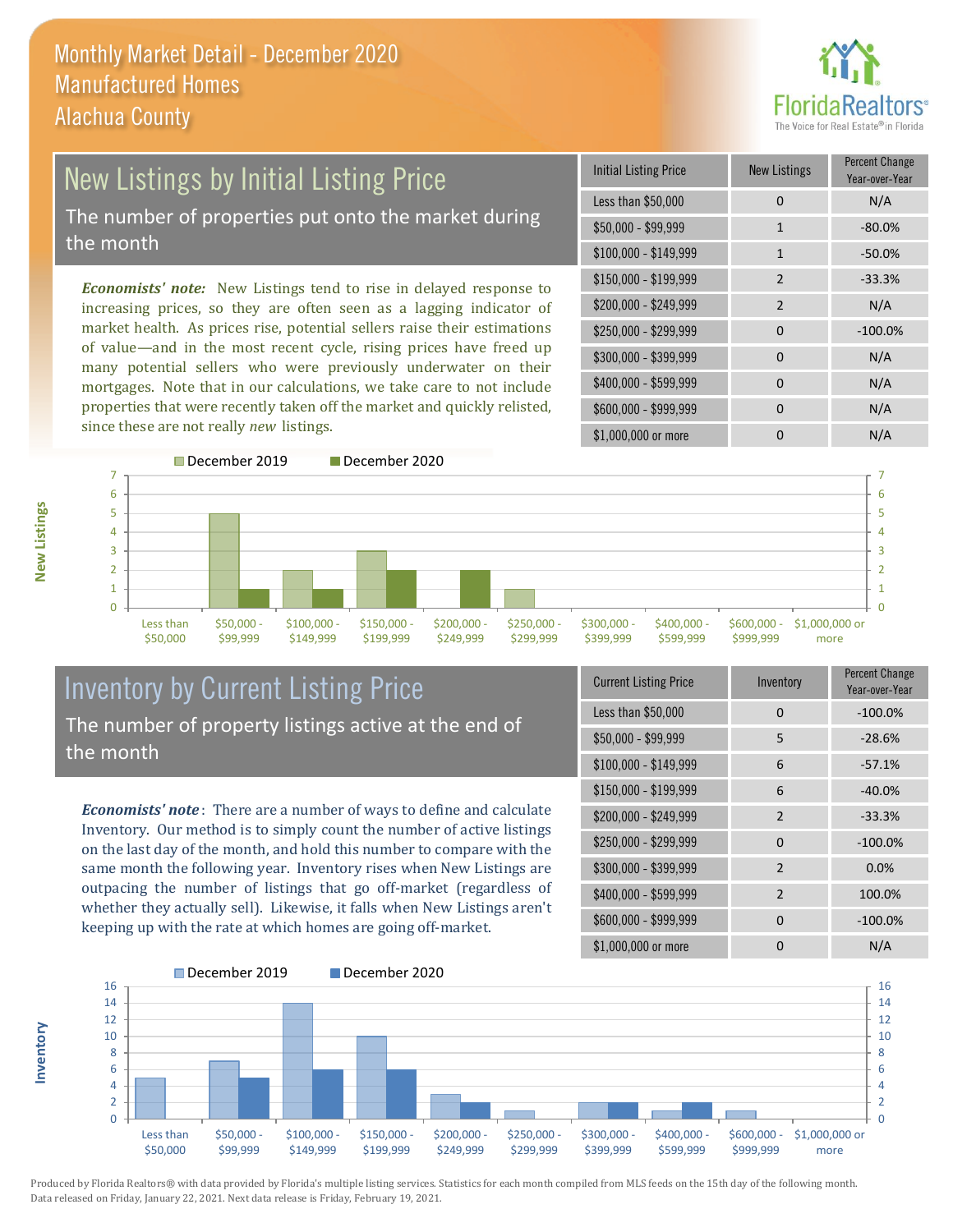# Monthly Market Detail - December 2020
## Manufactured Homes
## Alachua County

## New Listings by Initial Listing Price

The number of properties put onto the market during the month

*Economists' note:* New Listings tend to rise in delayed response to increasing prices, so they are often seen as a lagging indicator of market health. As prices rise, potential sellers raise their estimations of value—and in the most recent cycle, rising prices have freed up many potential sellers who were previously underwater on their mortgages. Note that in our calculations, we take care to not include properties that were recently taken off the market and quickly relisted, since these are not really *new* listings.

| Initial Listing Price | New Listings | Percent Change Year-over-Year |
|---|---|---|
| Less than $50,000 | 0 | N/A |
| $50,000 - $99,999 | 1 | -80.0% |
| $100,000 - $149,999 | 1 | -50.0% |
| $150,000 - $199,999 | 2 | -33.3% |
| $200,000 - $249,999 | 2 | N/A |
| $250,000 - $299,999 | 0 | -100.0% |
| $300,000 - $399,999 | 0 | N/A |
| $400,000 - $599,999 | 0 | N/A |
| $600,000 - $999,999 | 0 | N/A |
| $1,000,000 or more | 0 | N/A |

## Inventory by Current Listing Price

The number of property listings active at the end of the month

*Economists' note*: There are a number of ways to define and calculate Inventory. Our method is to simply count the number of active listings on the last day of the month, and hold this number to compare with the same month the following year. Inventory rises when New Listings are outpacing the number of listings that go off-market (regardless of whether they actually sell). Likewise, it falls when New Listings aren't keeping up with the rate at which homes are going off-market.

| Current Listing Price | Inventory | Percent Change Year-over-Year |
|---|---|---|
| Less than $50,000 | 0 | -100.0% |
| $50,000 - $99,999 | 5 | -28.6% |
| $100,000 - $149,999 | 6 | -57.1% |
| $150,000 - $199,999 | 6 | -40.0% |
| $200,000 - $249,999 | 2 | -33.3% |
| $250,000 - $299,999 | 0 | -100.0% |
| $300,000 - $399,999 | 2 | 0.0% |
| $400,000 - $599,999 | 2 | 100.0% |
| $600,000 - $999,999 | 0 | -100.0% |
| $1,000,000 or more | 0 | N/A |

Produced by Florida Realtors® with data provided by Florida's multiple listing services. Statistics for each month compiled from MLS feeds on the 15th day of the following month. Data released on Friday, January 22, 2021. Next data release is Friday, February 19, 2021.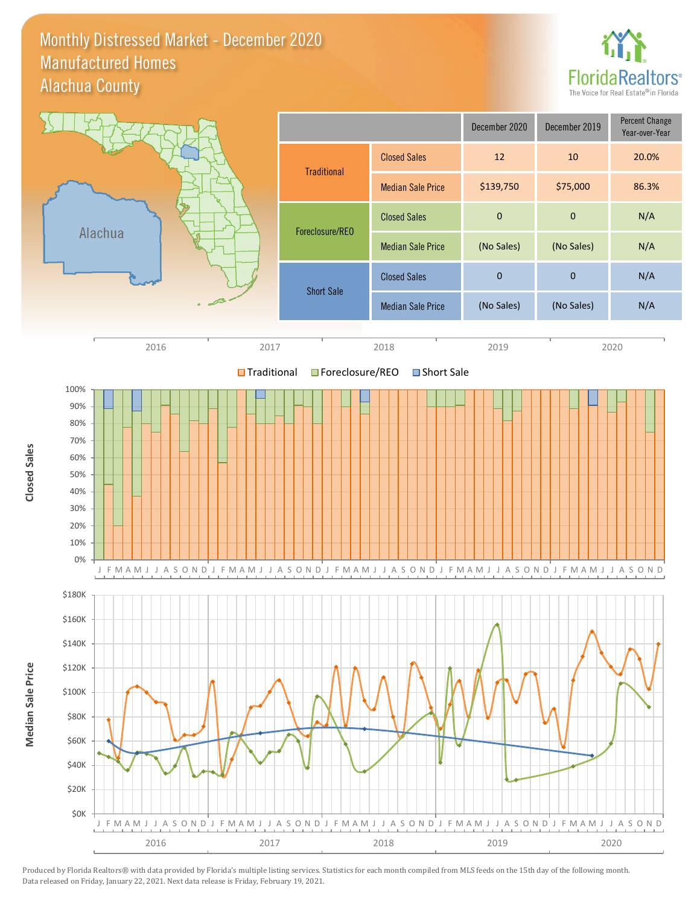# Monthly Distressed Market - December 2020
## Manufactured Homes
## Alachua County

FloridaRealtors®
The Voice for Real Estate® in Florida

Alachua

| | | December 2020 | December 2019 | Percent Change Year-over-Year |
|---|---|---|---|---|
| Traditional | Closed Sales | 12 | 10 | 20.0% |
| | Median Sale Price | $139,750 | $75,000 | 86.3% |
| Foreclosure/REO | Closed Sales | 0 | 0 | N/A |
| | Median Sale Price | (No Sales) | (No Sales) | N/A |
| Short Sale | Closed Sales | 0 | 0 | N/A |
| | Median Sale Price | (No Sales) | (No Sales) | N/A |

2016 2017 2018 2019 2020

Traditional Foreclosure/REO Short Sale

Closed Sales

100% 90% 80% 70% 60% 50% 40% 30% 20% 10% 0%

J F M A M J J A S O N D J F M A M J J A S O N D J F M A M J J A S O N D J F M A M J J A S O N D J F M A M J J A S O N D

Median Sale Price

$180K $160K $140K $120K $100K $80K $60K $40K $20K $0K

J F M A M J J A S O N D J F M A M J J A S O N D J F M A M J J A S O N D J F M A M J J A S O N D J F M A M J J A S O N D

2016 2017 2018 2019 2020

Produced by Florida Realtors® with data provided by Florida's multiple listing services. Statistics for each month compiled from MLS feeds on the 15th day of the following month. Data released on Friday, January 22, 2021. Next data release is Friday, February 19, 2021.